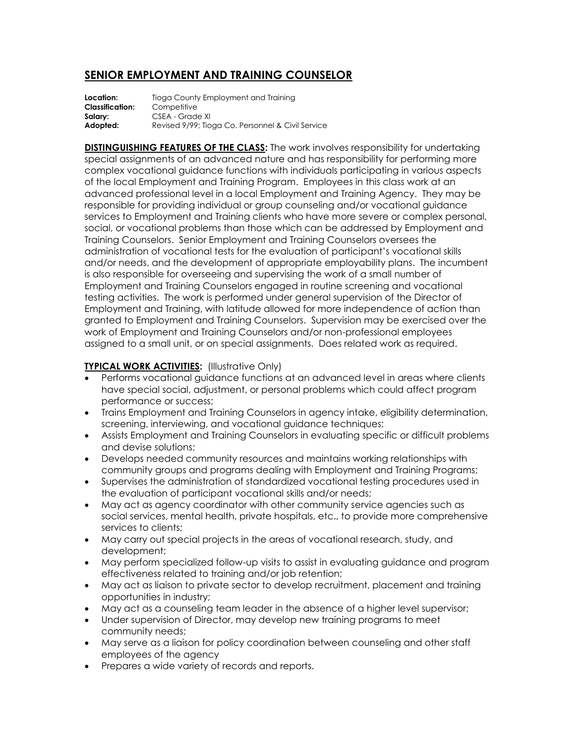# SENIOR EMPLOYMENT AND TRAINING COUNSELOR

**Location:** Tioga County Employment and Training
**Classification:** Competitive
**Salary:** CSEA - Grade XI
**Adopted:** Revised 9/99; Tioga Co. Personnel & Civil Service

**DISTINGUISHING FEATURES OF THE CLASS:** The work involves responsibility for undertaking special assignments of an advanced nature and has responsibility for performing more complex vocational guidance functions with individuals participating in various aspects of the local Employment and Training Program. Employees in this class work at an advanced professional level in a local Employment and Training Agency. They may be responsible for providing individual or group counseling and/or vocational guidance services to Employment and Training clients who have more severe or complex personal, social, or vocational problems than those which can be addressed by Employment and Training Counselors. Senior Employment and Training Counselors oversees the administration of vocational tests for the evaluation of participant's vocational skills and/or needs, and the development of appropriate employability plans. The incumbent is also responsible for overseeing and supervising the work of a small number of Employment and Training Counselors engaged in routine screening and vocational testing activities. The work is performed under general supervision of the Director of Employment and Training, with latitude allowed for more independence of action than granted to Employment and Training Counselors. Supervision may be exercised over the work of Employment and Training Counselors and/or non-professional employees assigned to a small unit, or on special assignments. Does related work as required.

**TYPICAL WORK ACTIVITIES:** (Illustrative Only)

- Performs vocational guidance functions at an advanced level in areas where clients have special social, adjustment, or personal problems which could affect program performance or success;
- Trains Employment and Training Counselors in agency intake, eligibility determination, screening, interviewing, and vocational guidance techniques;
- Assists Employment and Training Counselors in evaluating specific or difficult problems and devise solutions;
- Develops needed community resources and maintains working relationships with community groups and programs dealing with Employment and Training Programs;
- Supervises the administration of standardized vocational testing procedures used in the evaluation of participant vocational skills and/or needs;
- May act as agency coordinator with other community service agencies such as social services, mental health, private hospitals, etc., to provide more comprehensive services to clients;
- May carry out special projects in the areas of vocational research, study, and development;
- May perform specialized follow-up visits to assist in evaluating guidance and program effectiveness related to training and/or job retention;
- May act as liaison to private sector to develop recruitment, placement and training opportunities in industry;
- May act as a counseling team leader in the absence of a higher level supervisor;
- Under supervision of Director, may develop new training programs to meet community needs;
- May serve as a liaison for policy coordination between counseling and other staff employees of the agency
- Prepares a wide variety of records and reports.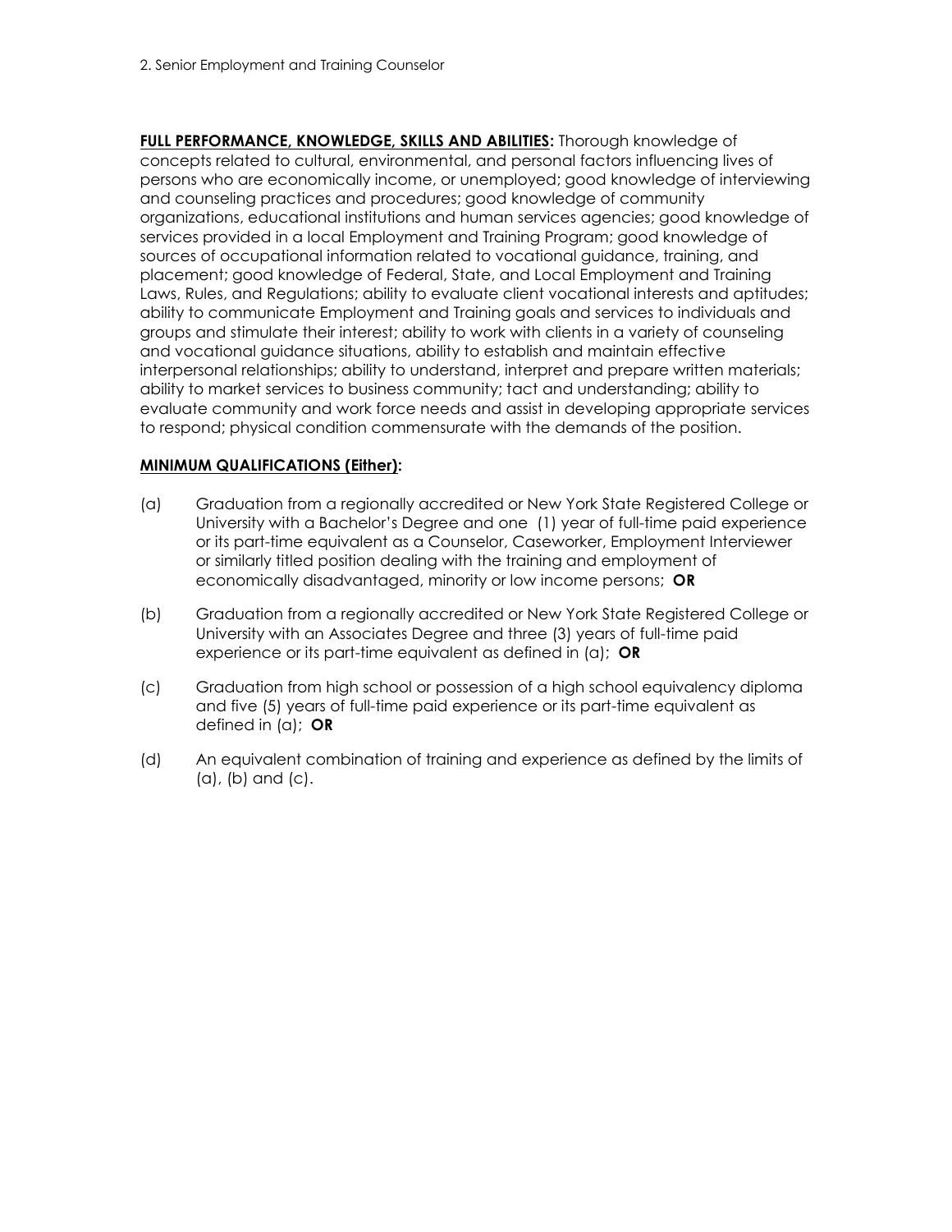**FULL PERFORMANCE, KNOWLEDGE, SKILLS AND ABILITIES:** Thorough knowledge of concepts related to cultural, environmental, and personal factors influencing lives of persons who are economically income, or unemployed; good knowledge of interviewing and counseling practices and procedures; good knowledge of community organizations, educational institutions and human services agencies; good knowledge of services provided in a local Employment and Training Program; good knowledge of sources of occupational information related to vocational guidance, training, and placement; good knowledge of Federal, State, and Local Employment and Training Laws, Rules, and Regulations; ability to evaluate client vocational interests and aptitudes; ability to communicate Employment and Training goals and services to individuals and groups and stimulate their interest; ability to work with clients in a variety of counseling and vocational guidance situations, ability to establish and maintain effective interpersonal relationships; ability to understand, interpret and prepare written materials; ability to market services to business community; tact and understanding; ability to evaluate community and work force needs and assist in developing appropriate services to respond; physical condition commensurate with the demands of the position.

**MINIMUM QUALIFICATIONS (Either):**

(a) Graduation from a regionally accredited or New York State Registered College or University with a Bachelor's Degree and one (1) year of full-time paid experience or its part-time equivalent as a Counselor, Caseworker, Employment Interviewer or similarly titled position dealing with the training and employment of economically disadvantaged, minority or low income persons; **OR**

(b) Graduation from a regionally accredited or New York State Registered College or University with an Associates Degree and three (3) years of full-time paid experience or its part-time equivalent as defined in (a); **OR**

(c) Graduation from high school or possession of a high school equivalency diploma and five (5) years of full-time paid experience or its part-time equivalent as defined in (a); **OR**

(d) An equivalent combination of training and experience as defined by the limits of (a), (b) and (c).